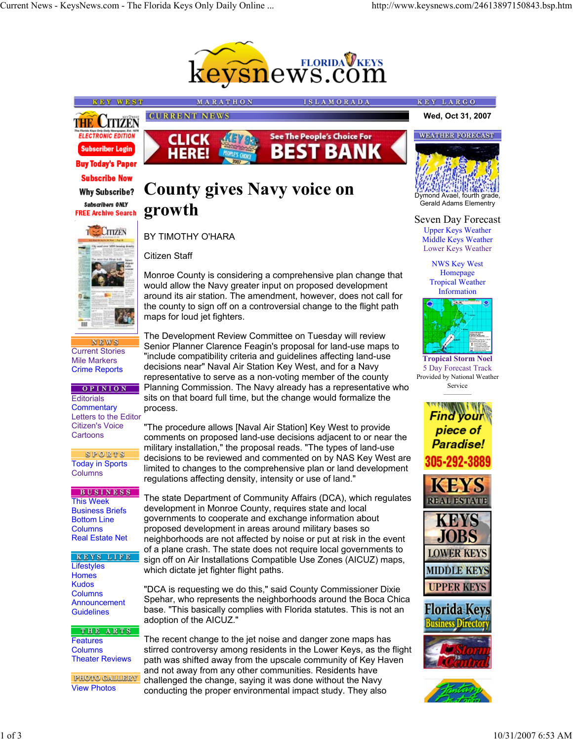# County gives Navy voice on growth

BY TIMOTHY O'HARA

Citizen Staff

Monroe County is considering a comprehensive plan change that would allow the Navy greater input on proposed development around its air station. The amendment, however, does not call for the county to sign off on a controversial change to the flight path maps for loud jet fighters.

The Development Review Committee on Tuesday will review Senior Planner Clarence Feagin's proposal for land-use maps to "include compatibility criteria and guidelines affecting land-use decisions near" Naval Air Station Key West, and for a Navy representative to serve as a non-voting member of the county Planning Commission. The Navy already has a representative who sits on that board full time, but the change would formalize the process.

"The procedure allows [Naval Air Station] Key West to provide comments on proposed land-use decisions adjacent to or near the military installation," the proposal reads. "The types of land-use decisions to be reviewed and commented on by NAS Key West are limited to changes to the comprehensive plan or land development regulations affecting density, intensity or use of land."

The state Department of Community Affairs (DCA), which regulates development in Monroe County, requires state and local governments to cooperate and exchange information about proposed development in areas around military bases so neighborhoods are not affected by noise or put at risk in the event of a plane crash. The state does not require local governments to sign off on Air Installations Compatible Use Zones (AICUZ) maps, which dictate jet fighter flight paths.

"DCA is requesting we do this," said County Commissioner Dixie Spehar, who represents the neighborhoods around the Boca Chica base. "This basically complies with Florida statutes. This is not an adoption of the AICUZ."

The recent change to the jet noise and danger zone maps has stirred controversy among residents in the Lower Keys, as the flight path was shifted away from the upscale community of Key Haven and not away from any other communities. Residents have challenged the change, saying it was done without the Navy conducting the proper environmental impact study. They also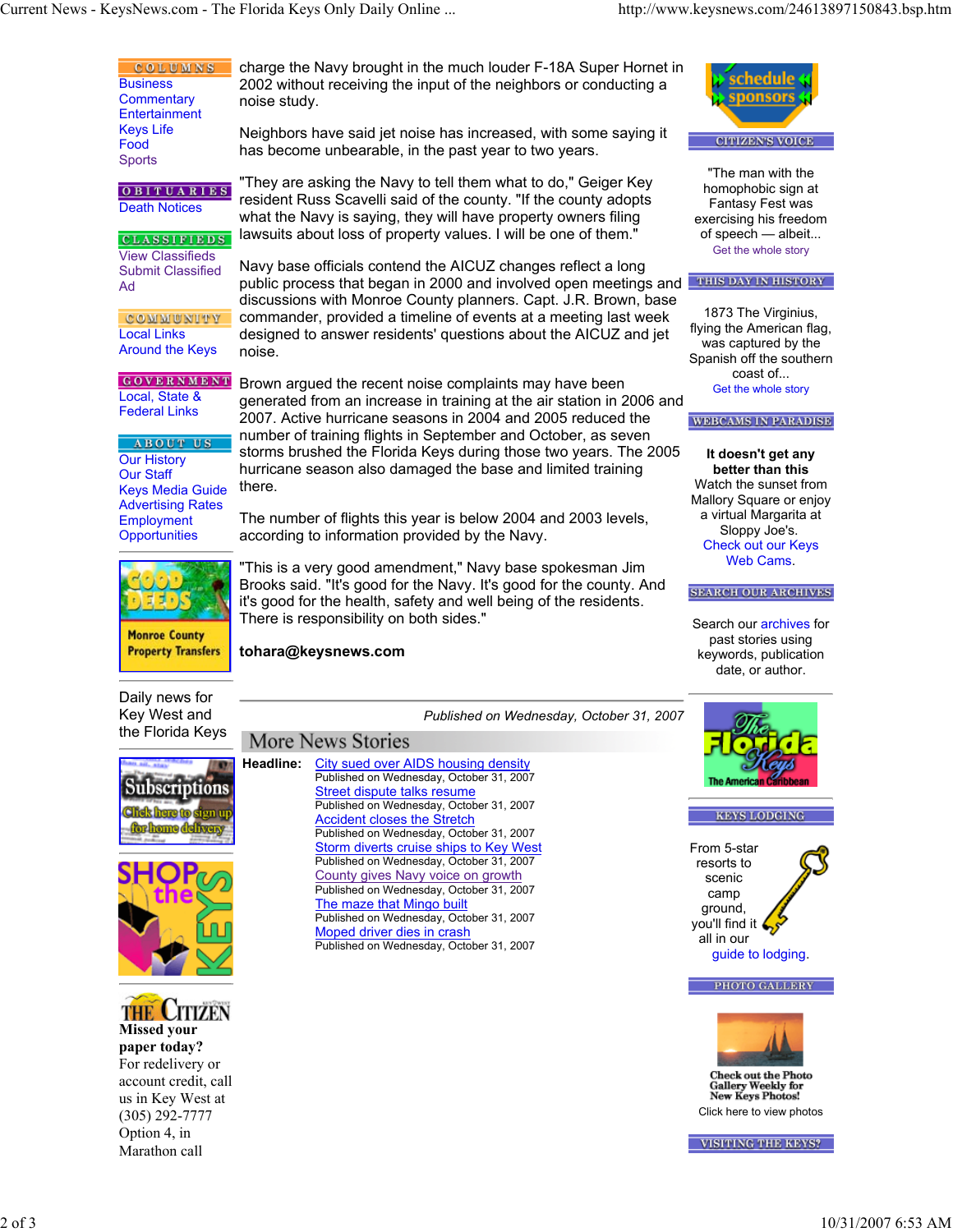charge the Navy brought in the much louder F-18A Super Hornet in 2002 without receiving the input of the neighbors or conducting a noise study.

Neighbors have said jet noise has increased, with some saying it has become unbearable, in the past year to two years.

"They are asking the Navy to tell them what to do," Geiger Key resident Russ Scavelli said of the county. "If the county adopts what the Navy is saying, they will have property owners filing lawsuits about loss of property values. I will be one of them."

Navy base officials contend the AICUZ changes reflect a long public process that began in 2000 and involved open meetings and discussions with Monroe County planners. Capt. J.R. Brown, base commander, provided a timeline of events at a meeting last week designed to answer residents' questions about the AICUZ and jet noise.

Brown argued the recent noise complaints may have been generated from an increase in training at the air station in 2006 and 2007. Active hurricane seasons in 2004 and 2005 reduced the number of training flights in September and October, as seven storms brushed the Florida Keys during those two years. The 2005 hurricane season also damaged the base and limited training there.

The number of flights this year is below 2004 and 2003 levels, according to information provided by the Navy.

"This is a very good amendment," Navy base spokesman Jim Brooks said. "It's good for the Navy. It's good for the county. And it's good for the health, safety and well being of the residents. There is responsibility on both sides."

**tohara@keysnews.com**

*Published on Wednesday, October 31, 2007*

## More News Stories

**Headline:**

- City sued over AIDS housing density — Published on Wednesday, October 31, 2007
- Street dispute talks resume — Published on Wednesday, October 31, 2007
- Accident closes the Stretch — Published on Wednesday, October 31, 2007
- Storm diverts cruise ships to Key West — Published on Wednesday, October 31, 2007
- County gives Navy voice on growth — Published on Wednesday, October 31, 2007
- The maze that Mingo built — Published on Wednesday, October 31, 2007
- Moped driver dies in crash — Published on Wednesday, October 31, 2007

COLUMNS
Business
Commentary
Entertainment
Keys Life
Food
Sports

OBITUARIES
Death Notices

CLASSIFIEDS
View Classifieds
Submit Classified Ad

COMMUNITY
Local Links
Around the Keys

GOVERNMENT
Local, State & Federal Links

ABOUT US
Our History
Our Staff
Keys Media Guide
Advertising Rates
Employment Opportunities

Good Deeds — Monroe County Property Transfers

Daily news for Key West and the Florida Keys

Subscriptions — Click here to sign up for home delivery

SHOP the KEYS

THE CITIZEN
**Missed your paper today?**
For redelivery or account credit, call us in Key West at (305) 292-7777 Option 4, in Marathon call

schedule sponsors

CITIZEN'S VOICE

"The man with the homophobic sign at Fantasy Fest was exercising his freedom of speech — albeit...
Get the whole story

THIS DAY IN HISTORY

1873 The Virginius, flying the American flag, was captured by the Spanish off the southern coast of...
Get the whole story

WEBCAMS IN PARADISE

**It doesn't get any better than this**
Watch the sunset from Mallory Square or enjoy a virtual Margarita at Sloppy Joe's.
Check out our Keys Web Cams.

SEARCH OUR ARCHIVES

Search our archives for past stories using keywords, publication date, or author.

The Florida Keys — The American Caribbean

KEYS LODGING

From 5-star resorts to scenic camp ground, you'll find it all in our guide to lodging.

PHOTO GALLERY

Check out the Photo Gallery Weekly for New Keys Photos!
Click here to view photos

VISITING THE KEYS?